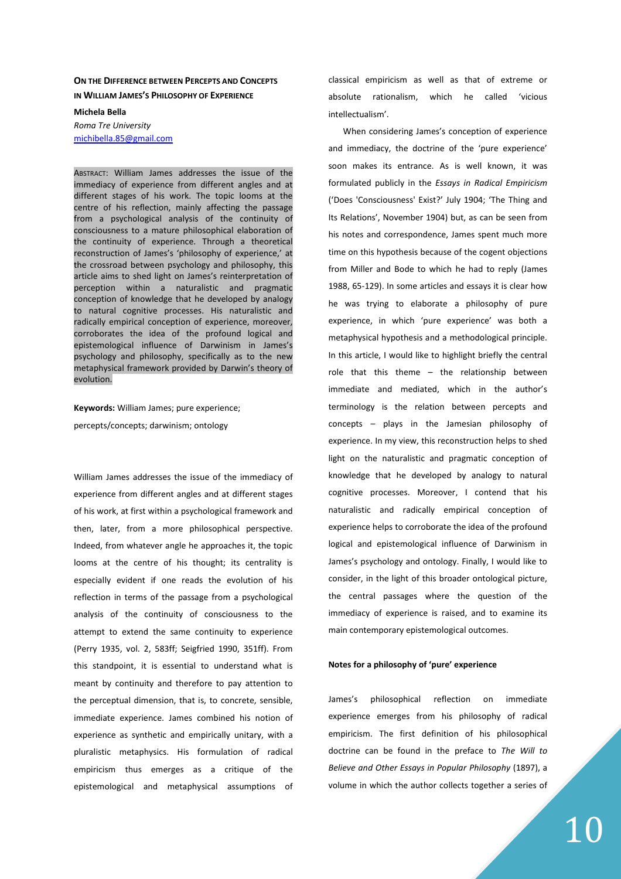# On the Difference between Percepts and Concepts in William James's Philosophy of Experience

**Michela Bella**
*Roma Tre University*
michibella.85@gmail.com

ABSTRACT: William James addresses the issue of the immediacy of experience from different angles and at different stages of his work. The topic looms at the centre of his reflection, mainly affecting the passage from a psychological analysis of the continuity of consciousness to a mature philosophical elaboration of the continuity of experience. Through a theoretical reconstruction of James's 'philosophy of experience,' at the crossroad between psychology and philosophy, this article aims to shed light on James's reinterpretation of perception within a naturalistic and pragmatic conception of knowledge that he developed by analogy to natural cognitive processes. His naturalistic and radically empirical conception of experience, moreover, corroborates the idea of the profound logical and epistemological influence of Darwinism in James's psychology and philosophy, specifically as to the new metaphysical framework provided by Darwin's theory of evolution.

**Keywords:** William James; pure experience; percepts/concepts; darwinism; ontology

William James addresses the issue of the immediacy of experience from different angles and at different stages of his work, at first within a psychological framework and then, later, from a more philosophical perspective. Indeed, from whatever angle he approaches it, the topic looms at the centre of his thought; its centrality is especially evident if one reads the evolution of his reflection in terms of the passage from a psychological analysis of the continuity of consciousness to the attempt to extend the same continuity to experience (Perry 1935, vol. 2, 583ff; Seigfried 1990, 351ff). From this standpoint, it is essential to understand what is meant by continuity and therefore to pay attention to the perceptual dimension, that is, to concrete, sensible, immediate experience. James combined his notion of experience as synthetic and empirically unitary, with a pluralistic metaphysics. His formulation of radical empiricism thus emerges as a critique of the epistemological and metaphysical assumptions of classical empiricism as well as that of extreme or absolute rationalism, which he called 'vicious intellectualism'.

When considering James's conception of experience and immediacy, the doctrine of the 'pure experience' soon makes its entrance. As is well known, it was formulated publicly in the *Essays in Radical Empiricism* ('Does 'Consciousness' Exist?' July 1904; 'The Thing and Its Relations', November 1904) but, as can be seen from his notes and correspondence, James spent much more time on this hypothesis because of the cogent objections from Miller and Bode to which he had to reply (James 1988, 65-129). In some articles and essays it is clear how he was trying to elaborate a philosophy of pure experience, in which 'pure experience' was both a metaphysical hypothesis and a methodological principle. In this article, I would like to highlight briefly the central role that this theme – the relationship between immediate and mediated, which in the author's terminology is the relation between percepts and concepts – plays in the Jamesian philosophy of experience. In my view, this reconstruction helps to shed light on the naturalistic and pragmatic conception of knowledge that he developed by analogy to natural cognitive processes. Moreover, I contend that his naturalistic and radically empirical conception of experience helps to corroborate the idea of the profound logical and epistemological influence of Darwinism in James's psychology and ontology. Finally, I would like to consider, in the light of this broader ontological picture, the central passages where the question of the immediacy of experience is raised, and to examine its main contemporary epistemological outcomes.

#### Notes for a philosophy of 'pure' experience

James's philosophical reflection on immediate experience emerges from his philosophy of radical empiricism. The first definition of his philosophical doctrine can be found in the preface to *The Will to Believe and Other Essays in Popular Philosophy* (1897), a volume in which the author collects together a series of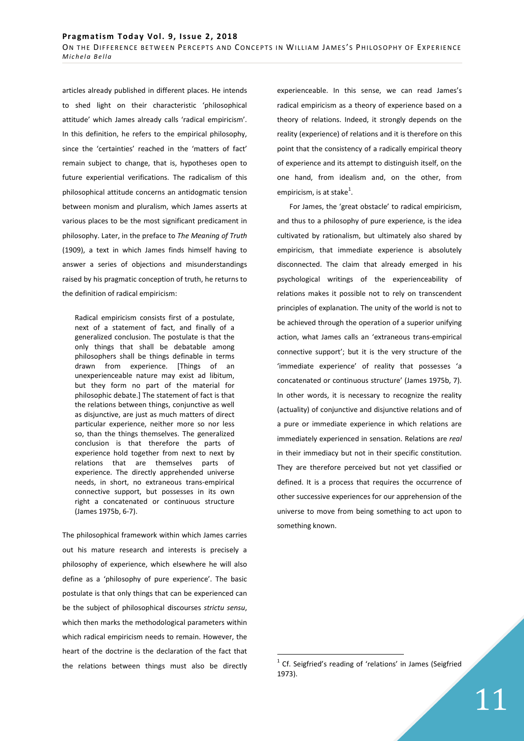articles already published in different places. He intends to shed light on their characteristic 'philosophical attitude' which James already calls 'radical empiricism'. In this definition, he refers to the empirical philosophy, since the 'certainties' reached in the 'matters of fact' remain subject to change, that is, hypotheses open to future experiential verifications. The radicalism of this philosophical attitude concerns an antidogmatic tension between monism and pluralism, which James asserts at various places to be the most significant predicament in philosophy. Later, in the preface to *The Meaning of Truth* (1909), a text in which James finds himself having to answer a series of objections and misunderstandings raised by his pragmatic conception of truth, he returns to the definition of radical empiricism:

> Radical empiricism consists first of a postulate, next of a statement of fact, and finally of a generalized conclusion. The postulate is that the only things that shall be debatable among philosophers shall be things definable in terms drawn from experience. [Things of an unexperienceable nature may exist ad libitum, but they form no part of the material for philosophic debate.] The statement of fact is that the relations between things, conjunctive as well as disjunctive, are just as much matters of direct particular experience, neither more so nor less so, than the things themselves. The generalized conclusion is that therefore the parts of experience hold together from next to next by relations that are themselves parts of experience. The directly apprehended universe needs, in short, no extraneous trans-empirical connective support, but possesses in its own right a concatenated or continuous structure (James 1975b, 6-7).

The philosophical framework within which James carries out his mature research and interests is precisely a philosophy of experience, which elsewhere he will also define as a 'philosophy of pure experience'. The basic postulate is that only things that can be experienced can be the subject of philosophical discourses *strictu sensu*, which then marks the methodological parameters within which radical empiricism needs to remain. However, the heart of the doctrine is the declaration of the fact that the relations between things must also be directly experienceable. In this sense, we can read James's radical empiricism as a theory of experience based on a theory of relations. Indeed, it strongly depends on the reality (experience) of relations and it is therefore on this point that the consistency of a radically empirical theory of experience and its attempt to distinguish itself, on the one hand, from idealism and, on the other, from empiricism, is at stake[1].

For James, the 'great obstacle' to radical empiricism, and thus to a philosophy of pure experience, is the idea cultivated by rationalism, but ultimately also shared by empiricism, that immediate experience is absolutely disconnected. The claim that already emerged in his psychological writings of the experienceability of relations makes it possible not to rely on transcendent principles of explanation. The unity of the world is not to be achieved through the operation of a superior unifying action, what James calls an 'extraneous trans-empirical connective support'; but it is the very structure of the 'immediate experience' of reality that possesses 'a concatenated or continuous structure' (James 1975b, 7). In other words, it is necessary to recognize the reality (actuality) of conjunctive and disjunctive relations and of a pure or immediate experience in which relations are immediately experienced in sensation. Relations are *real* in their immediacy but not in their specific constitution. They are therefore perceived but not yet classified or defined. It is a process that requires the occurrence of other successive experiences for our apprehension of the universe to move from being something to act upon to something known.

[1] Cf. Seigfried's reading of 'relations' in James (Seigfried 1973).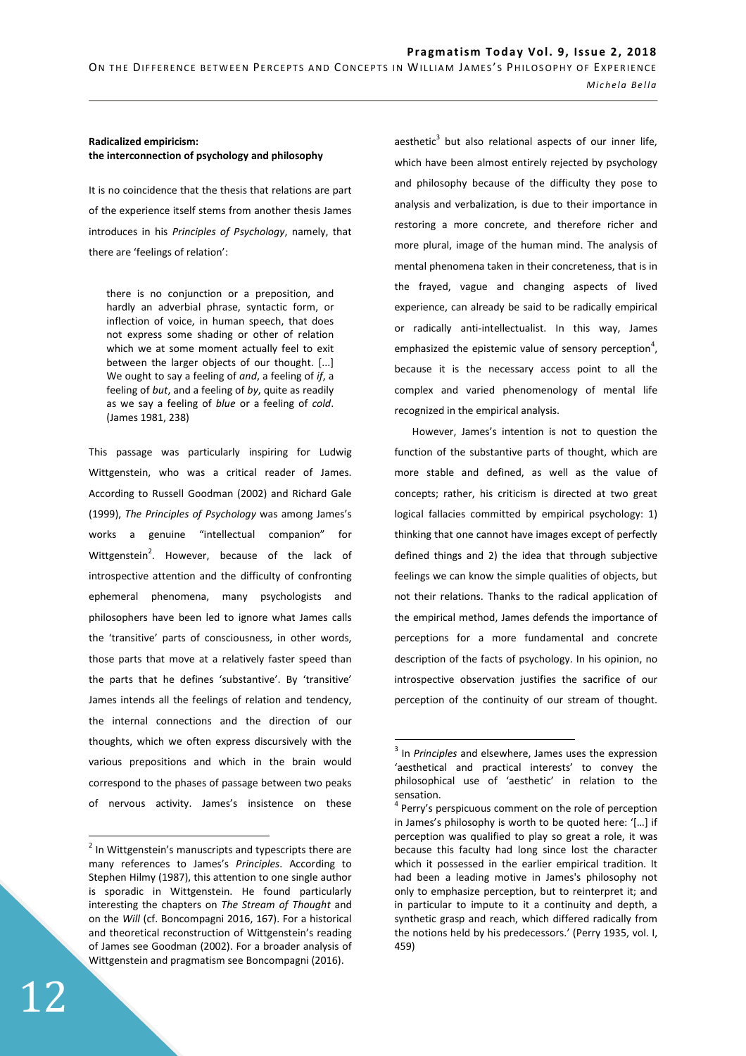**Radicalized empiricism: the interconnection of psychology and philosophy**

It is no coincidence that the thesis that relations are part of the experience itself stems from another thesis James introduces in his *Principles of Psychology*, namely, that there are 'feelings of relation':

> there is no conjunction or a preposition, and hardly an adverbial phrase, syntactic form, or inflection of voice, in human speech, that does not express some shading or other of relation which we at some moment actually feel to exit between the larger objects of our thought. [...] We ought to say a feeling of *and*, a feeling of *if*, a feeling of *but*, and a feeling of *by*, quite as readily as we say a feeling of *blue* or a feeling of *cold*. (James 1981, 238)

This passage was particularly inspiring for Ludwig Wittgenstein, who was a critical reader of James. According to Russell Goodman (2002) and Richard Gale (1999), *The Principles of Psychology* was among James's works a genuine "intellectual companion" for Wittgenstein[2]. However, because of the lack of introspective attention and the difficulty of confronting ephemeral phenomena, many psychologists and philosophers have been led to ignore what James calls the 'transitive' parts of consciousness, in other words, those parts that move at a relatively faster speed than the parts that he defines 'substantive'. By 'transitive' James intends all the feelings of relation and tendency, the internal connections and the direction of our thoughts, which we often express discursively with the various prepositions and which in the brain would correspond to the phases of passage between two peaks of nervous activity. James's insistence on these aesthetic[3] but also relational aspects of our inner life, which have been almost entirely rejected by psychology and philosophy because of the difficulty they pose to analysis and verbalization, is due to their importance in restoring a more concrete, and therefore richer and more plural, image of the human mind. The analysis of mental phenomena taken in their concreteness, that is in the frayed, vague and changing aspects of lived experience, can already be said to be radically empirical or radically anti-intellectualist. In this way, James emphasized the epistemic value of sensory perception[4], because it is the necessary access point to all the complex and varied phenomenology of mental life recognized in the empirical analysis.

However, James's intention is not to question the function of the substantive parts of thought, which are more stable and defined, as well as the value of concepts; rather, his criticism is directed at two great logical fallacies committed by empirical psychology: 1) thinking that one cannot have images except of perfectly defined things and 2) the idea that through subjective feelings we can know the simple qualities of objects, but not their relations. Thanks to the radical application of the empirical method, James defends the importance of perceptions for a more fundamental and concrete description of the facts of psychology. In his opinion, no introspective observation justifies the sacrifice of our perception of the continuity of our stream of thought.

---

[2] In Wittgenstein's manuscripts and typescripts there are many references to James's *Principles*. According to Stephen Hilmy (1987), this attention to one single author is sporadic in Wittgenstein. He found particularly interesting the chapters on *The Stream of Thought* and on the *Will* (cf. Boncompagni 2016, 167). For a historical and theoretical reconstruction of Wittgenstein's reading of James see Goodman (2002). For a broader analysis of Wittgenstein and pragmatism see Boncompagni (2016).

[3] In *Principles* and elsewhere, James uses the expression 'aesthetical and practical interests' to convey the philosophical use of 'aesthetic' in relation to the sensation.

[4] Perry's perspicuous comment on the role of perception in James's philosophy is worth to be quoted here: '[…] if perception was qualified to play so great a role, it was because this faculty had long since lost the character which it possessed in the earlier empirical tradition. It had been a leading motive in James's philosophy not only to emphasize perception, but to reinterpret it; and in particular to impute to it a continuity and depth, a synthetic grasp and reach, which differed radically from the notions held by his predecessors.' (Perry 1935, vol. I, 459)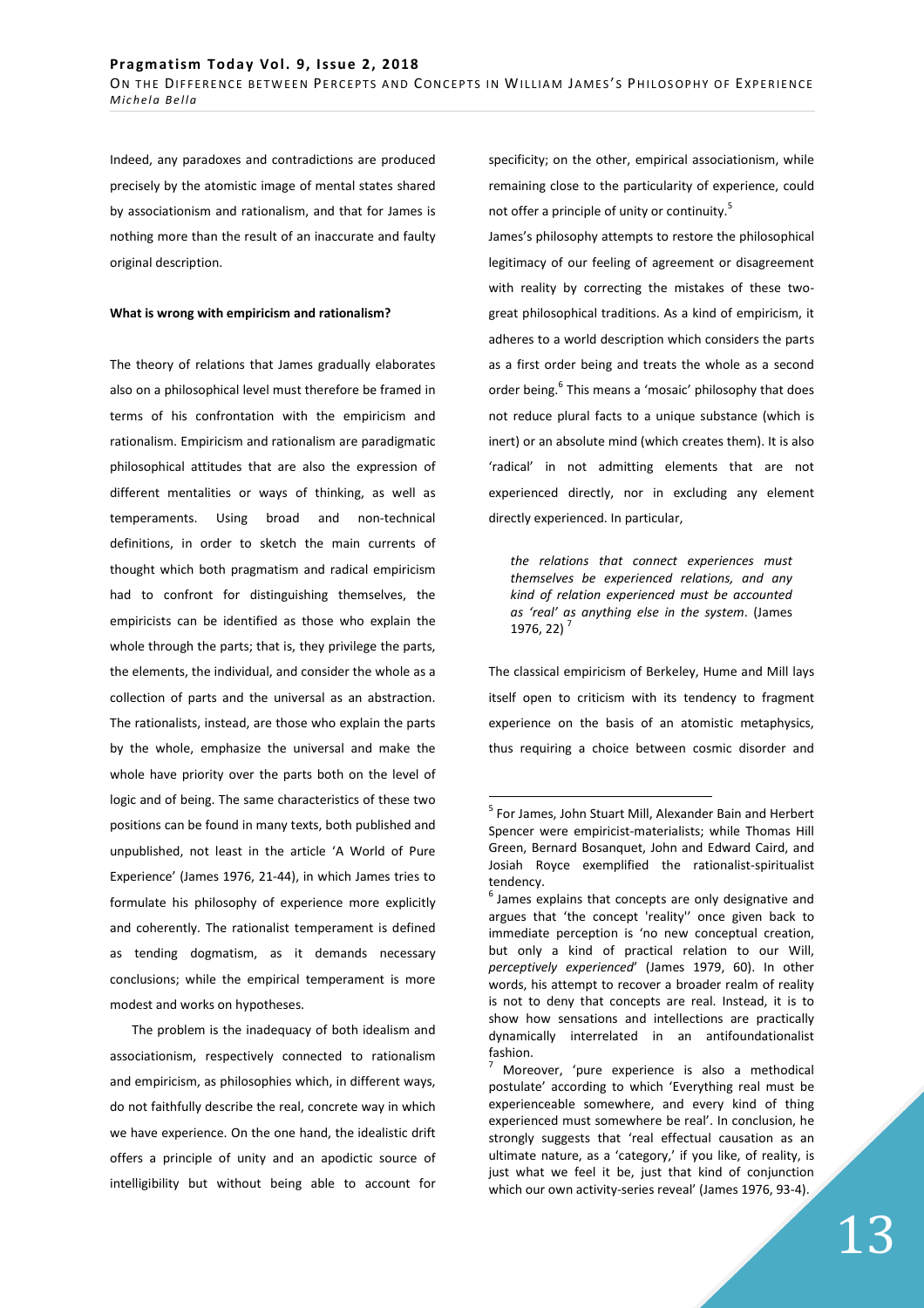Indeed, any paradoxes and contradictions are produced precisely by the atomistic image of mental states shared by associationism and rationalism, and that for James is nothing more than the result of an inaccurate and faulty original description.

**What is wrong with empiricism and rationalism?**

The theory of relations that James gradually elaborates also on a philosophical level must therefore be framed in terms of his confrontation with the empiricism and rationalism. Empiricism and rationalism are paradigmatic philosophical attitudes that are also the expression of different mentalities or ways of thinking, as well as temperaments. Using broad and non-technical definitions, in order to sketch the main currents of thought which both pragmatism and radical empiricism had to confront for distinguishing themselves, the empiricists can be identified as those who explain the whole through the parts; that is, they privilege the parts, the elements, the individual, and consider the whole as a collection of parts and the universal as an abstraction. The rationalists, instead, are those who explain the parts by the whole, emphasize the universal and make the whole have priority over the parts both on the level of logic and of being. The same characteristics of these two positions can be found in many texts, both published and unpublished, not least in the article 'A World of Pure Experience' (James 1976, 21-44), in which James tries to formulate his philosophy of experience more explicitly and coherently. The rationalist temperament is defined as tending dogmatism, as it demands necessary conclusions; while the empirical temperament is more modest and works on hypotheses.

The problem is the inadequacy of both idealism and associationism, respectively connected to rationalism and empiricism, as philosophies which, in different ways, do not faithfully describe the real, concrete way in which we have experience. On the one hand, the idealistic drift offers a principle of unity and an apodictic source of intelligibility but without being able to account for specificity; on the other, empirical associationism, while remaining close to the particularity of experience, could not offer a principle of unity or continuity.[5]

James's philosophy attempts to restore the philosophical legitimacy of our feeling of agreement or disagreement with reality by correcting the mistakes of these two-great philosophical traditions. As a kind of empiricism, it adheres to a world description which considers the parts as a first order being and treats the whole as a second order being.[6] This means a 'mosaic' philosophy that does not reduce plural facts to a unique substance (which is inert) or an absolute mind (which creates them). It is also 'radical' in not admitting elements that are not experienced directly, nor in excluding any element directly experienced. In particular,

> *the relations that connect experiences must themselves be experienced relations, and any kind of relation experienced must be accounted as 'real' as anything else in the system*. (James 1976, 22)[7]

The classical empiricism of Berkeley, Hume and Mill lays itself open to criticism with its tendency to fragment experience on the basis of an atomistic metaphysics, thus requiring a choice between cosmic disorder and

---

[5] For James, John Stuart Mill, Alexander Bain and Herbert Spencer were empiricist-materialists; while Thomas Hill Green, Bernard Bosanquet, John and Edward Caird, and Josiah Royce exemplified the rationalist-spiritualist tendency.

[6] James explains that concepts are only designative and argues that 'the concept 'reality'' once given back to immediate perception is 'no new conceptual creation, but only a kind of practical relation to our Will, *perceptively experienced*' (James 1979, 60). In other words, his attempt to recover a broader realm of reality is not to deny that concepts are real. Instead, it is to show how sensations and intellections are practically dynamically interrelated in an antifoundationalist fashion.

[7] Moreover, 'pure experience is also a methodical postulate' according to which 'Everything real must be experienceable somewhere, and every kind of thing experienced must somewhere be real'. In conclusion, he strongly suggests that 'real effectual causation as an ultimate nature, as a 'category,' if you like, of reality, is just what we feel it be, just that kind of conjunction which our own activity-series reveal' (James 1976, 93-4).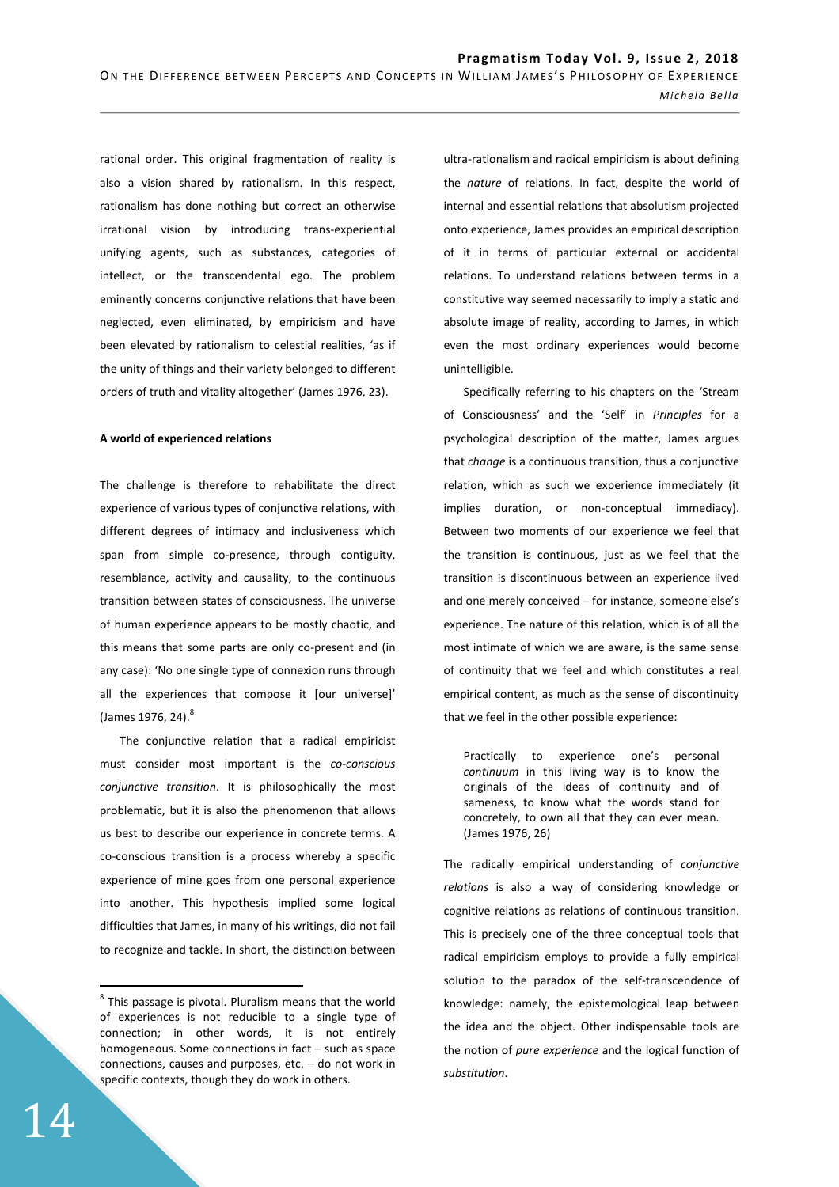rational order. This original fragmentation of reality is also a vision shared by rationalism. In this respect, rationalism has done nothing but correct an otherwise irrational vision by introducing trans-experiential unifying agents, such as substances, categories of intellect, or the transcendental ego. The problem eminently concerns conjunctive relations that have been neglected, even eliminated, by empiricism and have been elevated by rationalism to celestial realities, 'as if the unity of things and their variety belonged to different orders of truth and vitality altogether' (James 1976, 23).

**A world of experienced relations**

The challenge is therefore to rehabilitate the direct experience of various types of conjunctive relations, with different degrees of intimacy and inclusiveness which span from simple co-presence, through contiguity, resemblance, activity and causality, to the continuous transition between states of consciousness. The universe of human experience appears to be mostly chaotic, and this means that some parts are only co-present and (in any case): 'No one single type of connexion runs through all the experiences that compose it [our universe]' (James 1976, 24).[8]

The conjunctive relation that a radical empiricist must consider most important is the *co-conscious conjunctive transition*. It is philosophically the most problematic, but it is also the phenomenon that allows us best to describe our experience in concrete terms. A co-conscious transition is a process whereby a specific experience of mine goes from one personal experience into another. This hypothesis implied some logical difficulties that James, in many of his writings, did not fail to recognize and tackle. In short, the distinction between ultra-rationalism and radical empiricism is about defining the *nature* of relations. In fact, despite the world of internal and essential relations that absolutism projected onto experience, James provides an empirical description of it in terms of particular external or accidental relations. To understand relations between terms in a constitutive way seemed necessarily to imply a static and absolute image of reality, according to James, in which even the most ordinary experiences would become unintelligible.

Specifically referring to his chapters on the 'Stream of Consciousness' and the 'Self' in *Principles* for a psychological description of the matter, James argues that *change* is a continuous transition, thus a conjunctive relation, which as such we experience immediately (it implies duration, or non-conceptual immediacy). Between two moments of our experience we feel that the transition is continuous, just as we feel that the transition is discontinuous between an experience lived and one merely conceived – for instance, someone else's experience. The nature of this relation, which is of all the most intimate of which we are aware, is the same sense of continuity that we feel and which constitutes a real empirical content, as much as the sense of discontinuity that we feel in the other possible experience:

> Practically to experience one's personal *continuum* in this living way is to know the originals of the ideas of continuity and of sameness, to know what the words stand for concretely, to own all that they can ever mean. (James 1976, 26)

The radically empirical understanding of *conjunctive relations* is also a way of considering knowledge or cognitive relations as relations of continuous transition. This is precisely one of the three conceptual tools that radical empiricism employs to provide a fully empirical solution to the paradox of the self-transcendence of knowledge: namely, the epistemological leap between the idea and the object. Other indispensable tools are the notion of *pure experience* and the logical function of *substitution*.

---

[8] This passage is pivotal. Pluralism means that the world of experiences is not reducible to a single type of connection; in other words, it is not entirely homogeneous. Some connections in fact – such as space connections, causes and purposes, etc. – do not work in specific contexts, though they do work in others.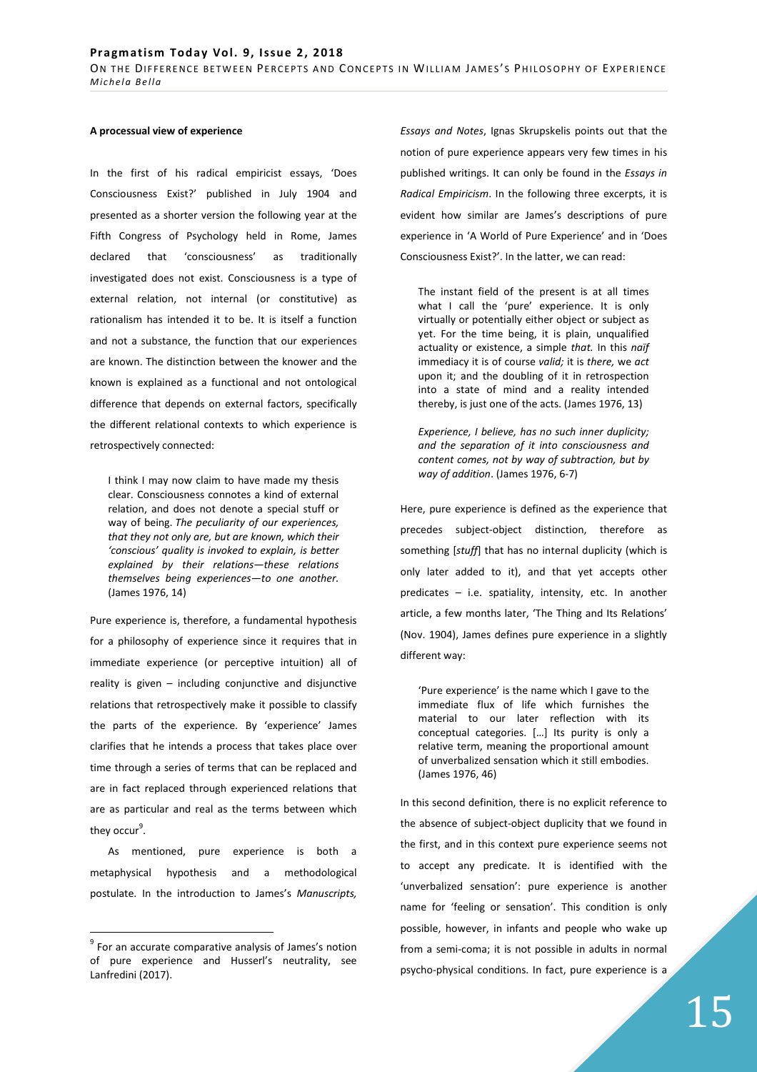**A processual view of experience**

In the first of his radical empiricist essays, 'Does Consciousness Exist?' published in July 1904 and presented as a shorter version the following year at the Fifth Congress of Psychology held in Rome, James declared that 'consciousness' as traditionally investigated does not exist. Consciousness is a type of external relation, not internal (or constitutive) as rationalism has intended it to be. It is itself a function and not a substance, the function that our experiences are known. The distinction between the knower and the known is explained as a functional and not ontological difference that depends on external factors, specifically the different relational contexts to which experience is retrospectively connected:

> I think I may now claim to have made my thesis clear. Consciousness connotes a kind of external relation, and does not denote a special stuff or way of being. *The peculiarity of our experiences, that they not only are, but are known, which their 'conscious' quality is invoked to explain, is better explained by their relations—these relations themselves being experiences—to one another.* (James 1976, 14)

Pure experience is, therefore, a fundamental hypothesis for a philosophy of experience since it requires that in immediate experience (or perceptive intuition) all of reality is given – including conjunctive and disjunctive relations that retrospectively make it possible to classify the parts of the experience. By 'experience' James clarifies that he intends a process that takes place over time through a series of terms that can be replaced and are in fact replaced through experienced relations that are as particular and real as the terms between which they occur[9].

As mentioned, pure experience is both a metaphysical hypothesis and a methodological postulate. In the introduction to James's *Manuscripts, Essays and Notes*, Ignas Skrupskelis points out that the notion of pure experience appears very few times in his published writings. It can only be found in the *Essays in Radical Empiricism*. In the following three excerpts, it is evident how similar are James's descriptions of pure experience in 'A World of Pure Experience' and in 'Does Consciousness Exist?'. In the latter, we can read:

> The instant field of the present is at all times what I call the 'pure' experience. It is only virtually or potentially either object or subject as yet. For the time being, it is plain, unqualified actuality or existence, a simple *that.* In this *naïf* immediacy it is of course *valid;* it is *there,* we *act* upon it; and the doubling of it in retrospection into a state of mind and a reality intended thereby, is just one of the acts. (James 1976, 13)

> *Experience, I believe, has no such inner duplicity; and the separation of it into consciousness and content comes, not by way of subtraction, but by way of addition*. (James 1976, 6-7)

Here, pure experience is defined as the experience that precedes subject-object distinction, therefore as something [*stuff*] that has no internal duplicity (which is only later added to it), and that yet accepts other predicates – i.e. spatiality, intensity, etc. In another article, a few months later, 'The Thing and Its Relations' (Nov. 1904), James defines pure experience in a slightly different way:

> 'Pure experience' is the name which I gave to the immediate flux of life which furnishes the material to our later reflection with its conceptual categories. […] Its purity is only a relative term, meaning the proportional amount of unverbalized sensation which it still embodies. (James 1976, 46)

In this second definition, there is no explicit reference to the absence of subject-object duplicity that we found in the first, and in this context pure experience seems not to accept any predicate. It is identified with the 'unverbalized sensation': pure experience is another name for 'feeling or sensation'. This condition is only possible, however, in infants and people who wake up from a semi-coma; it is not possible in adults in normal psycho-physical conditions. In fact, pure experience is a

[9] For an accurate comparative analysis of James's notion of pure experience and Husserl's neutrality, see Lanfredini (2017).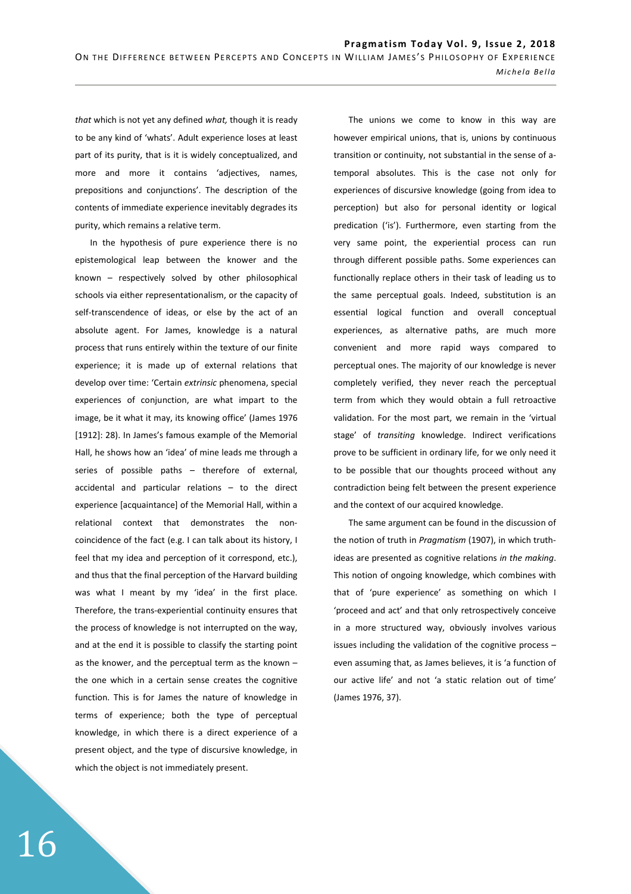*that* which is not yet any defined *what,* though it is ready to be any kind of 'whats'. Adult experience loses at least part of its purity, that is it is widely conceptualized, and more and more it contains 'adjectives, names, prepositions and conjunctions'. The description of the contents of immediate experience inevitably degrades its purity, which remains a relative term.

In the hypothesis of pure experience there is no epistemological leap between the knower and the known – respectively solved by other philosophical schools via either representationalism, or the capacity of self-transcendence of ideas, or else by the act of an absolute agent. For James, knowledge is a natural process that runs entirely within the texture of our finite experience; it is made up of external relations that develop over time: 'Certain *extrinsic* phenomena, special experiences of conjunction, are what impart to the image, be it what it may, its knowing office' (James 1976 [1912]: 28). In James's famous example of the Memorial Hall, he shows how an 'idea' of mine leads me through a series of possible paths – therefore of external, accidental and particular relations – to the direct experience [acquaintance] of the Memorial Hall, within a relational context that demonstrates the non-coincidence of the fact (e.g. I can talk about its history, I feel that my idea and perception of it correspond, etc.), and thus that the final perception of the Harvard building was what I meant by my 'idea' in the first place. Therefore, the trans-experiential continuity ensures that the process of knowledge is not interrupted on the way, and at the end it is possible to classify the starting point as the knower, and the perceptual term as the known – the one which in a certain sense creates the cognitive function. This is for James the nature of knowledge in terms of experience; both the type of perceptual knowledge, in which there is a direct experience of a present object, and the type of discursive knowledge, in which the object is not immediately present.

The unions we come to know in this way are however empirical unions, that is, unions by continuous transition or continuity, not substantial in the sense of a-temporal absolutes. This is the case not only for experiences of discursive knowledge (going from idea to perception) but also for personal identity or logical predication ('is'). Furthermore, even starting from the very same point, the experiential process can run through different possible paths. Some experiences can functionally replace others in their task of leading us to the same perceptual goals. Indeed, substitution is an essential logical function and overall conceptual experiences, as alternative paths, are much more convenient and more rapid ways compared to perceptual ones. The majority of our knowledge is never completely verified, they never reach the perceptual term from which they would obtain a full retroactive validation. For the most part, we remain in the 'virtual stage' of *transiting* knowledge. Indirect verifications prove to be sufficient in ordinary life, for we only need it to be possible that our thoughts proceed without any contradiction being felt between the present experience and the context of our acquired knowledge.

The same argument can be found in the discussion of the notion of truth in *Pragmatism* (1907), in which truth-ideas are presented as cognitive relations *in the making*. This notion of ongoing knowledge, which combines with that of 'pure experience' as something on which I 'proceed and act' and that only retrospectively conceive in a more structured way, obviously involves various issues including the validation of the cognitive process – even assuming that, as James believes, it is 'a function of our active life' and not 'a static relation out of time' (James 1976, 37).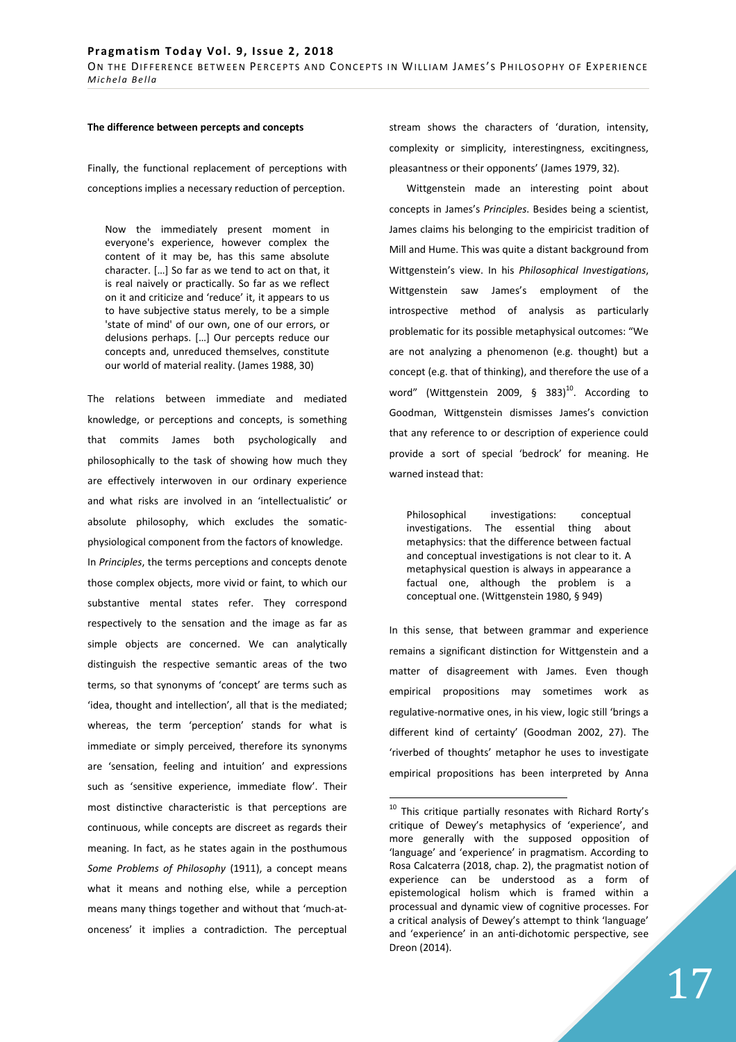**The difference between percepts and concepts**

Finally, the functional replacement of perceptions with conceptions implies a necessary reduction of perception.

> Now the immediately present moment in everyone's experience, however complex the content of it may be, has this same absolute character. […] So far as we tend to act on that, it is real naively or practically. So far as we reflect on it and criticize and 'reduce' it, it appears to us to have subjective status merely, to be a simple 'state of mind' of our own, one of our errors, or delusions perhaps. […] Our percepts reduce our concepts and, unreduced themselves, constitute our world of material reality. (James 1988, 30)

The relations between immediate and mediated knowledge, or perceptions and concepts, is something that commits James both psychologically and philosophically to the task of showing how much they are effectively interwoven in our ordinary experience and what risks are involved in an 'intellectualistic' or absolute philosophy, which excludes the somatic-physiological component from the factors of knowledge.

In *Principles*, the terms perceptions and concepts denote those complex objects, more vivid or faint, to which our substantive mental states refer. They correspond respectively to the sensation and the image as far as simple objects are concerned. We can analytically distinguish the respective semantic areas of the two terms, so that synonyms of 'concept' are terms such as 'idea, thought and intellection', all that is the mediated; whereas, the term 'perception' stands for what is immediate or simply perceived, therefore its synonyms are 'sensation, feeling and intuition' and expressions such as 'sensitive experience, immediate flow'. Their most distinctive characteristic is that perceptions are continuous, while concepts are discreet as regards their meaning. In fact, as he states again in the posthumous *Some Problems of Philosophy* (1911), a concept means what it means and nothing else, while a perception means many things together and without that 'much-at-onceness' it implies a contradiction. The perceptual stream shows the characters of 'duration, intensity, complexity or simplicity, interestingness, excitingness, pleasantness or their opponents' (James 1979, 32).

Wittgenstein made an interesting point about concepts in James's *Principles*. Besides being a scientist, James claims his belonging to the empiricist tradition of Mill and Hume. This was quite a distant background from Wittgenstein's view. In his *Philosophical Investigations*, Wittgenstein saw James's employment of the introspective method of analysis as particularly problematic for its possible metaphysical outcomes: "We are not analyzing a phenomenon (e.g. thought) but a concept (e.g. that of thinking), and therefore the use of a word" (Wittgenstein 2009, § 383)[10]. According to Goodman, Wittgenstein dismisses James's conviction that any reference to or description of experience could provide a sort of special 'bedrock' for meaning. He warned instead that:

> Philosophical investigations: conceptual investigations. The essential thing about metaphysics: that the difference between factual and conceptual investigations is not clear to it. A metaphysical question is always in appearance a factual one, although the problem is a conceptual one. (Wittgenstein 1980, § 949)

In this sense, that between grammar and experience remains a significant distinction for Wittgenstein and a matter of disagreement with James. Even though empirical propositions may sometimes work as regulative-normative ones, in his view, logic still 'brings a different kind of certainty' (Goodman 2002, 27). The 'riverbed of thoughts' metaphor he uses to investigate empirical propositions has been interpreted by Anna

[10] This critique partially resonates with Richard Rorty's critique of Dewey's metaphysics of 'experience', and more generally with the supposed opposition of 'language' and 'experience' in pragmatism. According to Rosa Calcaterra (2018, chap. 2), the pragmatist notion of experience can be understood as a form of epistemological holism which is framed within a processual and dynamic view of cognitive processes. For a critical analysis of Dewey's attempt to think 'language' and 'experience' in an anti-dichotomic perspective, see Dreon (2014).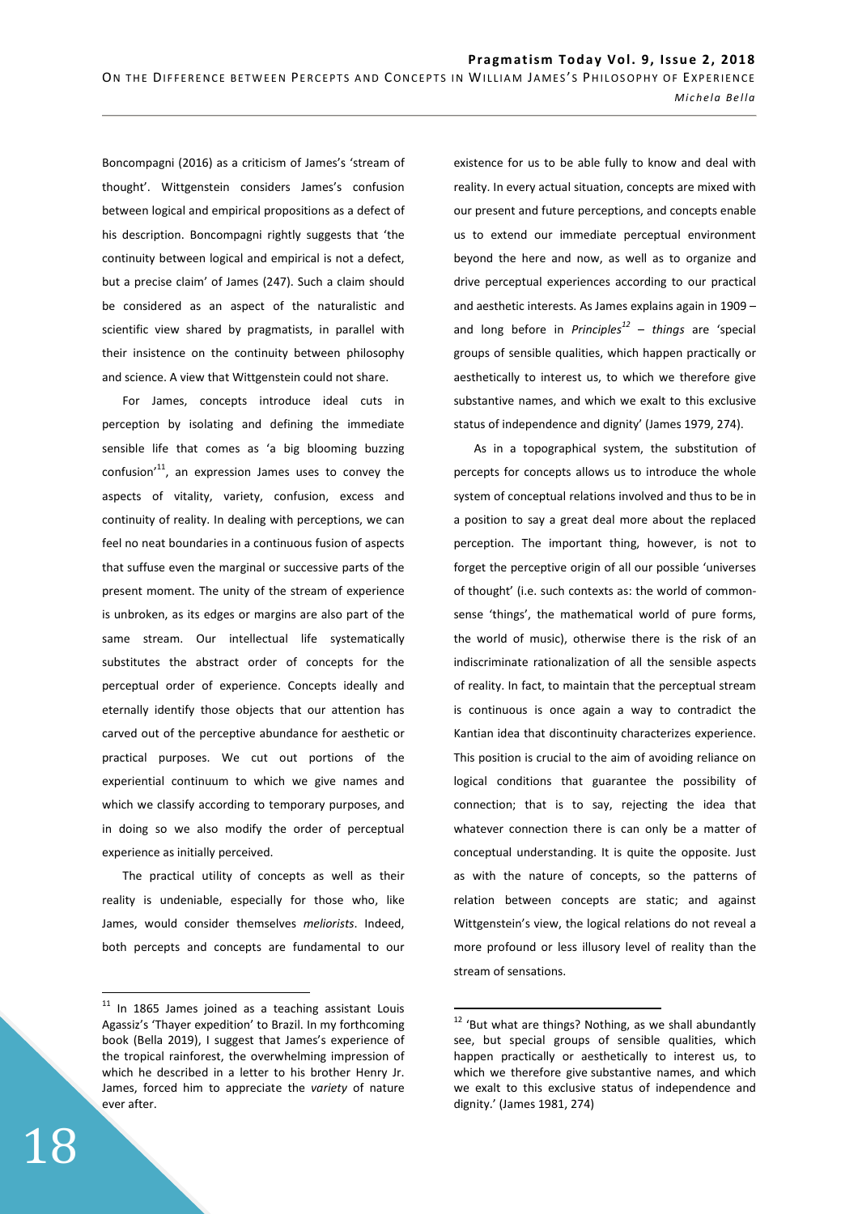Boncompagni (2016) as a criticism of James's 'stream of thought'. Wittgenstein considers James's confusion between logical and empirical propositions as a defect of his description. Boncompagni rightly suggests that 'the continuity between logical and empirical is not a defect, but a precise claim' of James (247). Such a claim should be considered as an aspect of the naturalistic and scientific view shared by pragmatists, in parallel with their insistence on the continuity between philosophy and science. A view that Wittgenstein could not share.

For James, concepts introduce ideal cuts in perception by isolating and defining the immediate sensible life that comes as 'a big blooming buzzing confusion'[11], an expression James uses to convey the aspects of vitality, variety, confusion, excess and continuity of reality. In dealing with perceptions, we can feel no neat boundaries in a continuous fusion of aspects that suffuse even the marginal or successive parts of the present moment. The unity of the stream of experience is unbroken, as its edges or margins are also part of the same stream. Our intellectual life systematically substitutes the abstract order of concepts for the perceptual order of experience. Concepts ideally and eternally identify those objects that our attention has carved out of the perceptive abundance for aesthetic or practical purposes. We cut out portions of the experiential continuum to which we give names and which we classify according to temporary purposes, and in doing so we also modify the order of perceptual experience as initially perceived.

The practical utility of concepts as well as their reality is undeniable, especially for those who, like James, would consider themselves *meliorists*. Indeed, both percepts and concepts are fundamental to our existence for us to be able fully to know and deal with reality. In every actual situation, concepts are mixed with our present and future perceptions, and concepts enable us to extend our immediate perceptual environment beyond the here and now, as well as to organize and drive perceptual experiences according to our practical and aesthetic interests. As James explains again in 1909 – and long before in *Principles*[12] – *things* are 'special groups of sensible qualities, which happen practically or aesthetically to interest us, to which we therefore give substantive names, and which we exalt to this exclusive status of independence and dignity' (James 1979, 274).

As in a topographical system, the substitution of percepts for concepts allows us to introduce the whole system of conceptual relations involved and thus to be in a position to say a great deal more about the replaced perception. The important thing, however, is not to forget the perceptive origin of all our possible 'universes of thought' (i.e. such contexts as: the world of common-sense 'things', the mathematical world of pure forms, the world of music), otherwise there is the risk of an indiscriminate rationalization of all the sensible aspects of reality. In fact, to maintain that the perceptual stream is continuous is once again a way to contradict the Kantian idea that discontinuity characterizes experience. This position is crucial to the aim of avoiding reliance on logical conditions that guarantee the possibility of connection; that is to say, rejecting the idea that whatever connection there is can only be a matter of conceptual understanding. It is quite the opposite. Just as with the nature of concepts, so the patterns of relation between concepts are static; and against Wittgenstein's view, the logical relations do not reveal a more profound or less illusory level of reality than the stream of sensations.

---

[11] In 1865 James joined as a teaching assistant Louis Agassiz's 'Thayer expedition' to Brazil. In my forthcoming book (Bella 2019), I suggest that James's experience of the tropical rainforest, the overwhelming impression of which he described in a letter to his brother Henry Jr. James, forced him to appreciate the *variety* of nature ever after.

[12] 'But what are things? Nothing, as we shall abundantly see, but special groups of sensible qualities, which happen practically or aesthetically to interest us, to which we therefore give substantive names, and which we exalt to this exclusive status of independence and dignity.' (James 1981, 274)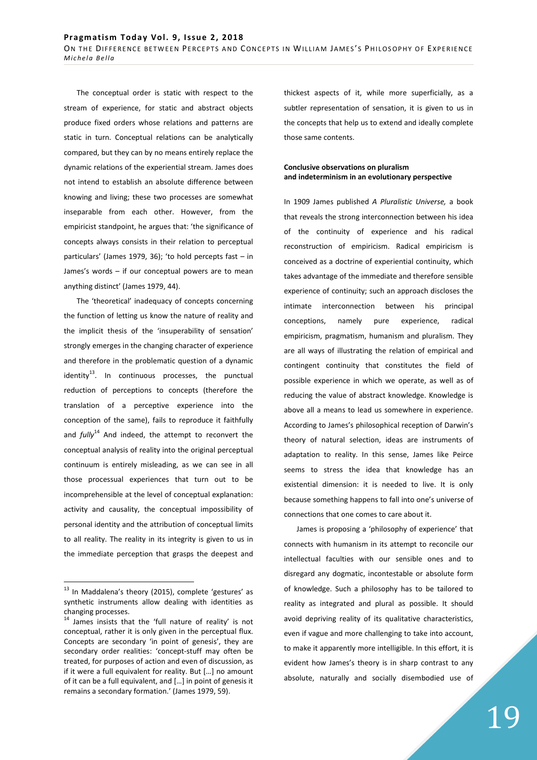The conceptual order is static with respect to the stream of experience, for static and abstract objects produce fixed orders whose relations and patterns are static in turn. Conceptual relations can be analytically compared, but they can by no means entirely replace the dynamic relations of the experiential stream. James does not intend to establish an absolute difference between knowing and living; these two processes are somewhat inseparable from each other. However, from the empiricist standpoint, he argues that: 'the significance of concepts always consists in their relation to perceptual particulars' (James 1979, 36); 'to hold percepts fast – in James's words – if our conceptual powers are to mean anything distinct' (James 1979, 44).

The 'theoretical' inadequacy of concepts concerning the function of letting us know the nature of reality and the implicit thesis of the 'insuperability of sensation' strongly emerges in the changing character of experience and therefore in the problematic question of a dynamic identity[13]. In continuous processes, the punctual reduction of perceptions to concepts (therefore the translation of a perceptive experience into the conception of the same), fails to reproduce it faithfully and *fully*[14] And indeed, the attempt to reconvert the conceptual analysis of reality into the original perceptual continuum is entirely misleading, as we can see in all those processual experiences that turn out to be incomprehensible at the level of conceptual explanation: activity and causality, the conceptual impossibility of personal identity and the attribution of conceptual limits to all reality. The reality in its integrity is given to us in the immediate perception that grasps the deepest and thickest aspects of it, while more superficially, as a subtler representation of sensation, it is given to us in the concepts that help us to extend and ideally complete those same contents.

**Conclusive observations on pluralism and indeterminism in an evolutionary perspective**

In 1909 James published *A Pluralistic Universe,* a book that reveals the strong interconnection between his idea of the continuity of experience and his radical reconstruction of empiricism. Radical empiricism is conceived as a doctrine of experiential continuity, which takes advantage of the immediate and therefore sensible experience of continuity; such an approach discloses the intimate interconnection between his principal conceptions, namely pure experience, radical empiricism, pragmatism, humanism and pluralism. They are all ways of illustrating the relation of empirical and contingent continuity that constitutes the field of possible experience in which we operate, as well as of reducing the value of abstract knowledge. Knowledge is above all a means to lead us somewhere in experience. According to James's philosophical reception of Darwin's theory of natural selection, ideas are instruments of adaptation to reality. In this sense, James like Peirce seems to stress the idea that knowledge has an existential dimension: it is needed to live. It is only because something happens to fall into one's universe of connections that one comes to care about it.

James is proposing a 'philosophy of experience' that connects with humanism in its attempt to reconcile our intellectual faculties with our sensible ones and to disregard any dogmatic, incontestable or absolute form of knowledge. Such a philosophy has to be tailored to reality as integrated and plural as possible. It should avoid depriving reality of its qualitative characteristics, even if vague and more challenging to take into account, to make it apparently more intelligible. In this effort, it is evident how James's theory is in sharp contrast to any absolute, naturally and socially disembodied use of

---

[13] In Maddalena's theory (2015), complete 'gestures' as synthetic instruments allow dealing with identities as changing processes.

[14] James insists that the 'full nature of reality' is not conceptual, rather it is only given in the perceptual flux. Concepts are secondary 'in point of genesis', they are secondary order realities: 'concept-stuff may often be treated, for purposes of action and even of discussion, as if it were a full equivalent for reality. But […] no amount of it can be a full equivalent, and […] in point of genesis it remains a secondary formation.' (James 1979, 59).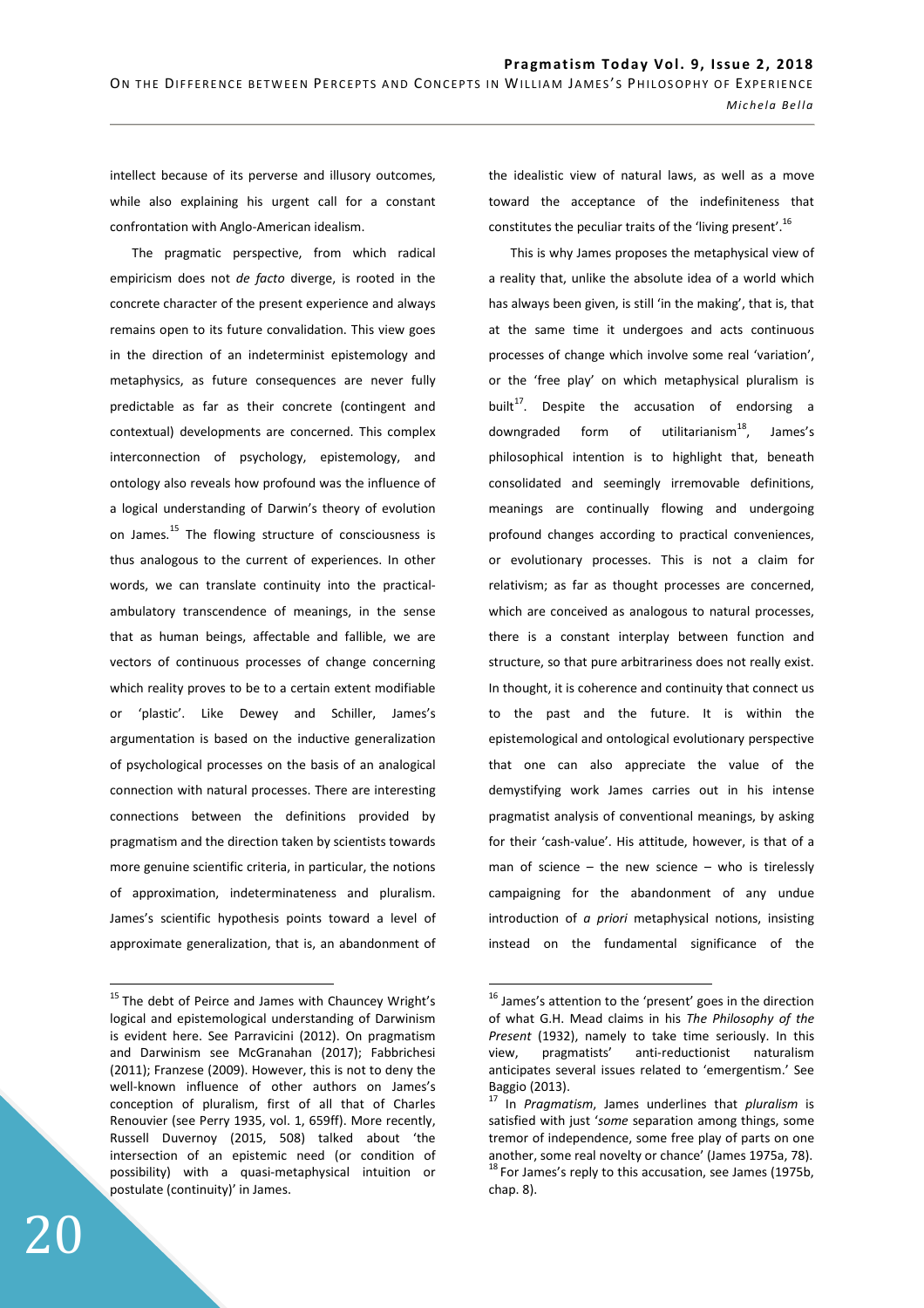intellect because of its perverse and illusory outcomes, while also explaining his urgent call for a constant confrontation with Anglo-American idealism.

The pragmatic perspective, from which radical empiricism does not *de facto* diverge, is rooted in the concrete character of the present experience and always remains open to its future convalidation. This view goes in the direction of an indeterminist epistemology and metaphysics, as future consequences are never fully predictable as far as their concrete (contingent and contextual) developments are concerned. This complex interconnection of psychology, epistemology, and ontology also reveals how profound was the influence of a logical understanding of Darwin's theory of evolution on James.[15] The flowing structure of consciousness is thus analogous to the current of experiences. In other words, we can translate continuity into the practical-ambulatory transcendence of meanings, in the sense that as human beings, affectable and fallible, we are vectors of continuous processes of change concerning which reality proves to be to a certain extent modifiable or 'plastic'. Like Dewey and Schiller, James's argumentation is based on the inductive generalization of psychological processes on the basis of an analogical connection with natural processes. There are interesting connections between the definitions provided by pragmatism and the direction taken by scientists towards more genuine scientific criteria, in particular, the notions of approximation, indeterminateness and pluralism. James's scientific hypothesis points toward a level of approximate generalization, that is, an abandonment of the idealistic view of natural laws, as well as a move toward the acceptance of the indefiniteness that constitutes the peculiar traits of the 'living present'.[16]

This is why James proposes the metaphysical view of a reality that, unlike the absolute idea of a world which has always been given, is still 'in the making', that is, that at the same time it undergoes and acts continuous processes of change which involve some real 'variation', or the 'free play' on which metaphysical pluralism is built[17]. Despite the accusation of endorsing a downgraded form of utilitarianism[18], James's philosophical intention is to highlight that, beneath consolidated and seemingly irremovable definitions, meanings are continually flowing and undergoing profound changes according to practical conveniences, or evolutionary processes. This is not a claim for relativism; as far as thought processes are concerned, which are conceived as analogous to natural processes, there is a constant interplay between function and structure, so that pure arbitrariness does not really exist. In thought, it is coherence and continuity that connect us to the past and the future. It is within the epistemological and ontological evolutionary perspective that one can also appreciate the value of the demystifying work James carries out in his intense pragmatist analysis of conventional meanings, by asking for their 'cash-value'. His attitude, however, is that of a man of science – the new science – who is tirelessly campaigning for the abandonment of any undue introduction of *a priori* metaphysical notions, insisting instead on the fundamental significance of the

---

[15] The debt of Peirce and James with Chauncey Wright's logical and epistemological understanding of Darwinism is evident here. See Parravicini (2012). On pragmatism and Darwinism see McGranahan (2017); Fabbrichesi (2011); Franzese (2009). However, this is not to deny the well-known influence of other authors on James's conception of pluralism, first of all that of Charles Renouvier (see Perry 1935, vol. 1, 659ff). More recently, Russell Duvernoy (2015, 508) talked about 'the intersection of an epistemic need (or condition of possibility) with a quasi-metaphysical intuition or postulate (continuity)' in James.

[16] James's attention to the 'present' goes in the direction of what G.H. Mead claims in his *The Philosophy of the Present* (1932), namely to take time seriously. In this view, pragmatists' anti-reductionist naturalism anticipates several issues related to 'emergentism.' See Baggio (2013).

[17] In *Pragmatism*, James underlines that *pluralism* is satisfied with just '*some* separation among things, some tremor of independence, some free play of parts on one another, some real novelty or chance' (James 1975a, 78).

[18] For James's reply to this accusation, see James (1975b, chap. 8).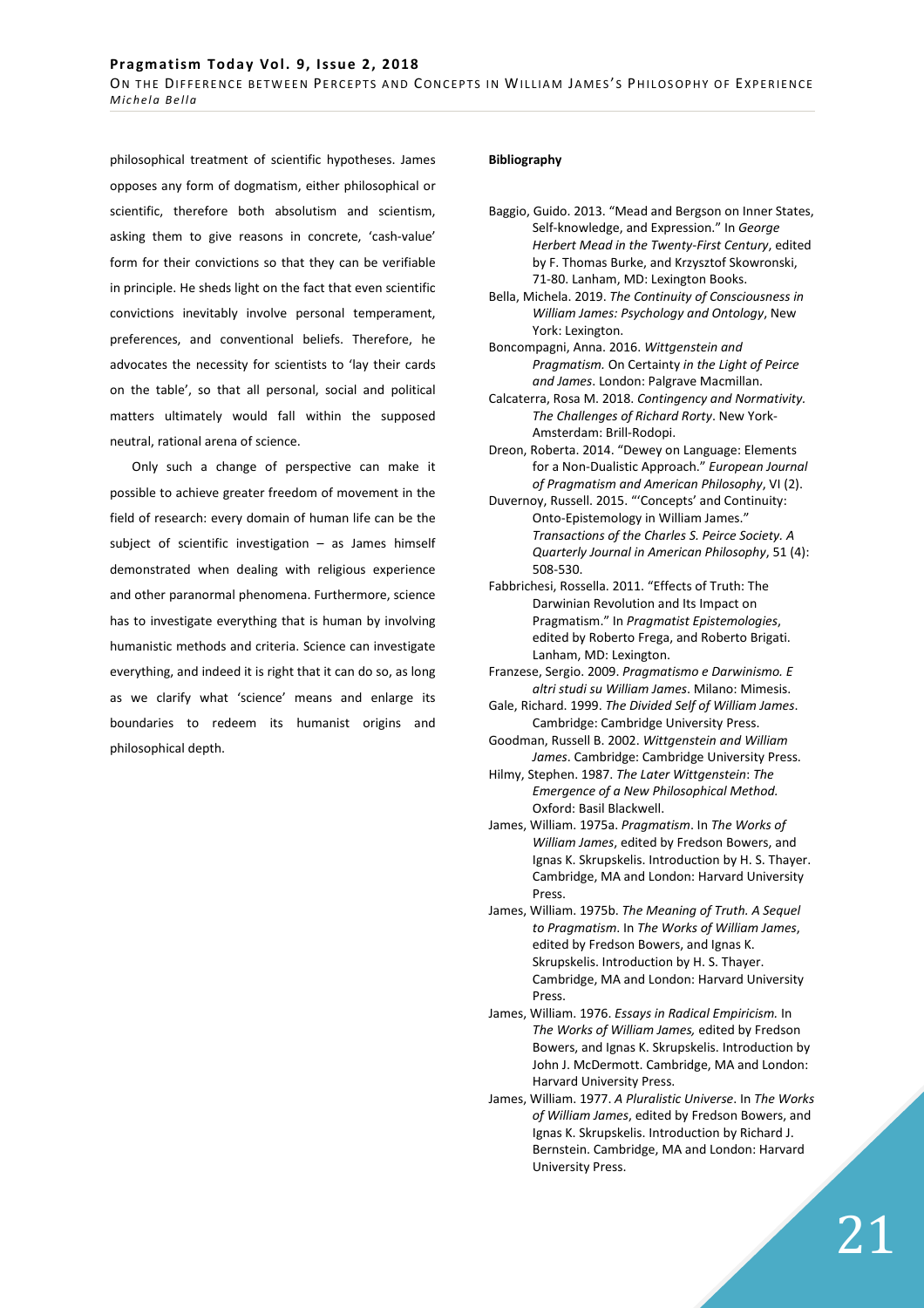philosophical treatment of scientific hypotheses. James opposes any form of dogmatism, either philosophical or scientific, therefore both absolutism and scientism, asking them to give reasons in concrete, 'cash-value' form for their convictions so that they can be verifiable in principle. He sheds light on the fact that even scientific convictions inevitably involve personal temperament, preferences, and conventional beliefs. Therefore, he advocates the necessity for scientists to 'lay their cards on the table', so that all personal, social and political matters ultimately would fall within the supposed neutral, rational arena of science.

Only such a change of perspective can make it possible to achieve greater freedom of movement in the field of research: every domain of human life can be the subject of scientific investigation – as James himself demonstrated when dealing with religious experience and other paranormal phenomena. Furthermore, science has to investigate everything that is human by involving humanistic methods and criteria. Science can investigate everything, and indeed it is right that it can do so, as long as we clarify what 'science' means and enlarge its boundaries to redeem its humanist origins and philosophical depth.

**Bibliography**

Baggio, Guido. 2013. "Mead and Bergson on Inner States, Self-knowledge, and Expression." In *George Herbert Mead in the Twenty-First Century*, edited by F. Thomas Burke, and Krzysztof Skowronski, 71-80. Lanham, MD: Lexington Books.

Bella, Michela. 2019. *The Continuity of Consciousness in William James: Psychology and Ontology*, New York: Lexington.

Boncompagni, Anna. 2016. *Wittgenstein and Pragmatism.* On Certainty *in the Light of Peirce and James*. London: Palgrave Macmillan.

Calcaterra, Rosa M. 2018. *Contingency and Normativity. The Challenges of Richard Rorty*. New York-Amsterdam: Brill-Rodopi.

Dreon, Roberta. 2014. "Dewey on Language: Elements for a Non-Dualistic Approach." *European Journal of Pragmatism and American Philosophy*, VI (2).

Duvernoy, Russell. 2015. "'Concepts' and Continuity: Onto-Epistemology in William James." *Transactions of the Charles S. Peirce Society. A Quarterly Journal in American Philosophy*, 51 (4): 508-530.

Fabbrichesi, Rossella. 2011. "Effects of Truth: The Darwinian Revolution and Its Impact on Pragmatism." In *Pragmatist Epistemologies*, edited by Roberto Frega, and Roberto Brigati. Lanham, MD: Lexington.

Franzese, Sergio. 2009. *Pragmatismo e Darwinismo. E altri studi su William James*. Milano: Mimesis.

Gale, Richard. 1999. *The Divided Self of William James*. Cambridge: Cambridge University Press.

Goodman, Russell B. 2002. *Wittgenstein and William James*. Cambridge: Cambridge University Press.

Hilmy, Stephen. 1987. *The Later Wittgenstein*: *The Emergence of a New Philosophical Method.* Oxford: Basil Blackwell.

James, William. 1975a. *Pragmatism*. In *The Works of William James*, edited by Fredson Bowers, and Ignas K. Skrupskelis. Introduction by H. S. Thayer. Cambridge, MA and London: Harvard University Press.

James, William. 1975b. *The Meaning of Truth. A Sequel to Pragmatism*. In *The Works of William James*, edited by Fredson Bowers, and Ignas K. Skrupskelis. Introduction by H. S. Thayer. Cambridge, MA and London: Harvard University Press.

James, William. 1976. *Essays in Radical Empiricism.* In *The Works of William James,* edited by Fredson Bowers, and Ignas K. Skrupskelis. Introduction by John J. McDermott. Cambridge, MA and London: Harvard University Press.

James, William. 1977. *A Pluralistic Universe*. In *The Works of William James*, edited by Fredson Bowers, and Ignas K. Skrupskelis. Introduction by Richard J. Bernstein. Cambridge, MA and London: Harvard University Press.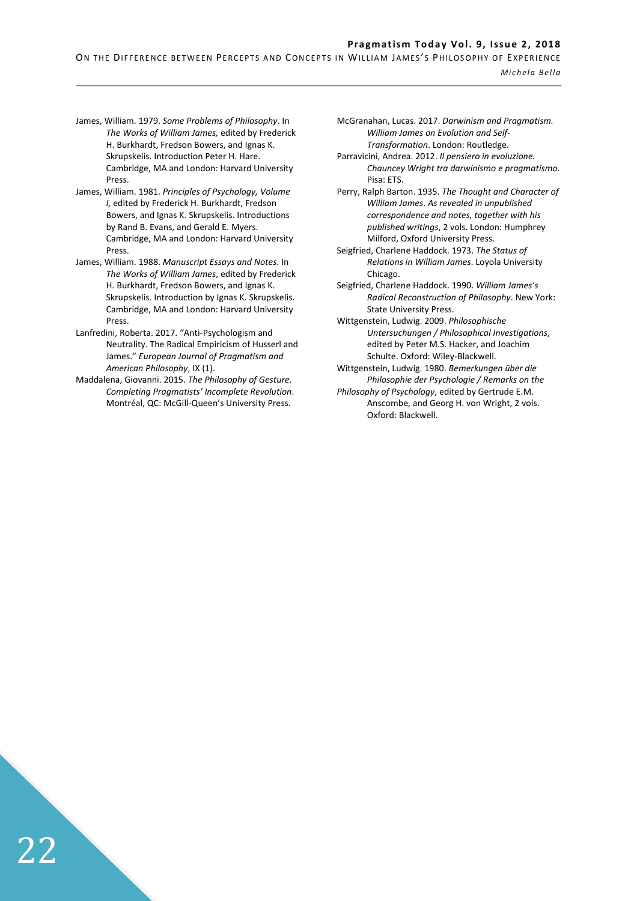James, William. 1979. *Some Problems of Philosophy*. In *The Works of William James,* edited by Frederick H. Burkhardt, Fredson Bowers, and Ignas K. Skrupskelis. Introduction Peter H. Hare. Cambridge, MA and London: Harvard University Press.

James, William. 1981. *Principles of Psychology, Volume I,* edited by Frederick H. Burkhardt, Fredson Bowers, and Ignas K. Skrupskelis. Introductions by Rand B. Evans, and Gerald E. Myers. Cambridge, MA and London: Harvard University Press.

James, William. 1988. *Manuscript Essays and Notes*. In *The Works of William James*, edited by Frederick H. Burkhardt, Fredson Bowers, and Ignas K. Skrupskelis. Introduction by Ignas K. Skrupskelis. Cambridge, MA and London: Harvard University Press.

Lanfredini, Roberta. 2017. "Anti-Psychologism and Neutrality. The Radical Empiricism of Husserl and James." *European Journal of Pragmatism and American Philosophy*, IX (1).

Maddalena, Giovanni. 2015. *The Philosophy of Gesture. Completing Pragmatists' Incomplete Revolution*. Montréal, QC: McGill-Queen's University Press.

McGranahan, Lucas. 2017. *Darwinism and Pragmatism. William James on Evolution and Self-Transformation*. London: Routledge.

Parravicini, Andrea. 2012. *Il pensiero in evoluzione. Chauncey Wright tra darwinismo e pragmatismo*. Pisa: ETS.

Perry, Ralph Barton. 1935. *The Thought and Character of William James. As revealed in unpublished correspondence and notes, together with his published writings*, 2 vols. London: Humphrey Milford, Oxford University Press.

Seigfried, Charlene Haddock. 1973. *The Status of Relations in William James*. Loyola University Chicago.

Seigfried, Charlene Haddock. 1990. *William James's Radical Reconstruction of Philosophy*. New York: State University Press.

Wittgenstein, Ludwig. 2009. *Philosophische Untersuchungen / Philosophical Investigations*, edited by Peter M.S. Hacker, and Joachim Schulte. Oxford: Wiley-Blackwell.

Wittgenstein, Ludwig. 1980. *Bemerkungen über die Philosophie der Psychologie / Remarks on the Philosophy of Psychology*, edited by Gertrude E.M. Anscombe, and Georg H. von Wright, 2 vols. Oxford: Blackwell.